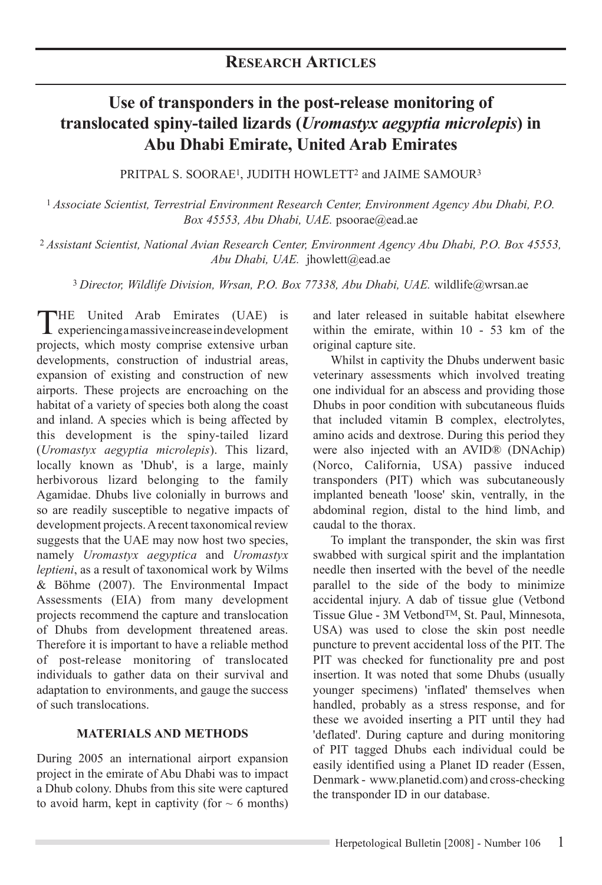## Research Articles

# Use of transponders in the post-release monitoring of translocated spiny-tailed lizards (*Uromastyx aegyptia microlepis*) in Abu Dhabi Emirate, United Arab Emirates

PRITPAL S. SOORAE[1], JUDITH HOWLETT[2] and JAIME SAMOUR[3]

[1] *Associate Scientist, Terrestrial Environment Research Center, Environment Agency Abu Dhabi, P.O. Box 45553, Abu Dhabi, UAE.* psoorae@ead.ae

[2] *Assistant Scientist, National Avian Research Center, Environment Agency Abu Dhabi, P.O. Box 45553, Abu Dhabi, UAE.* jhowlett@ead.ae

[3] *Director, Wildlife Division, Wrsan, P.O. Box 77338, Abu Dhabi, UAE.* wildlife@wrsan.ae

THE United Arab Emirates (UAE) is experiencing a massive increase in development projects, which mosty comprise extensive urban developments, construction of industrial areas, expansion of existing and construction of new airports. These projects are encroaching on the habitat of a variety of species both along the coast and inland. A species which is being affected by this development is the spiny-tailed lizard (*Uromastyx aegyptia microlepis*). This lizard, locally known as 'Dhub', is a large, mainly herbivorous lizard belonging to the family Agamidae. Dhubs live colonially in burrows and so are readily susceptible to negative impacts of development projects. A recent taxonomical review suggests that the UAE may now host two species, namely *Uromastyx aegyptica* and *Uromastyx leptieni*, as a result of taxonomical work by Wilms & Böhme (2007). The Environmental Impact Assessments (EIA) from many development projects recommend the capture and translocation of Dhubs from development threatened areas. Therefore it is important to have a reliable method of post-release monitoring of translocated individuals to gather data on their survival and adaptation to environments, and gauge the success of such translocations.

### MATERIALS AND METHODS

During 2005 an international airport expansion project in the emirate of Abu Dhabi was to impact a Dhub colony. Dhubs from this site were captured to avoid harm, kept in captivity (for ~ 6 months) and later released in suitable habitat elsewhere within the emirate, within 10 - 53 km of the original capture site.

Whilst in captivity the Dhubs underwent basic veterinary assessments which involved treating one individual for an abscess and providing those Dhubs in poor condition with subcutaneous fluids that included vitamin B complex, electrolytes, amino acids and dextrose. During this period they were also injected with an AVID® (DNAchip) (Norco, California, USA) passive induced transponders (PIT) which was subcutaneously implanted beneath 'loose' skin, ventrally, in the abdominal region, distal to the hind limb, and caudal to the thorax.

To implant the transponder, the skin was first swabbed with surgical spirit and the implantation needle then inserted with the bevel of the needle parallel to the side of the body to minimize accidental injury. A dab of tissue glue (Vetbond Tissue Glue - 3M Vetbond™, St. Paul, Minnesota, USA) was used to close the skin post needle puncture to prevent accidental loss of the PIT. The PIT was checked for functionality pre and post insertion. It was noted that some Dhubs (usually younger specimens) 'inflated' themselves when handled, probably as a stress response, and for these we avoided inserting a PIT until they had 'deflated'. During capture and during monitoring of PIT tagged Dhubs each individual could be easily identified using a Planet ID reader (Essen, Denmark - www.planetid.com) and cross-checking the transponder ID in our database.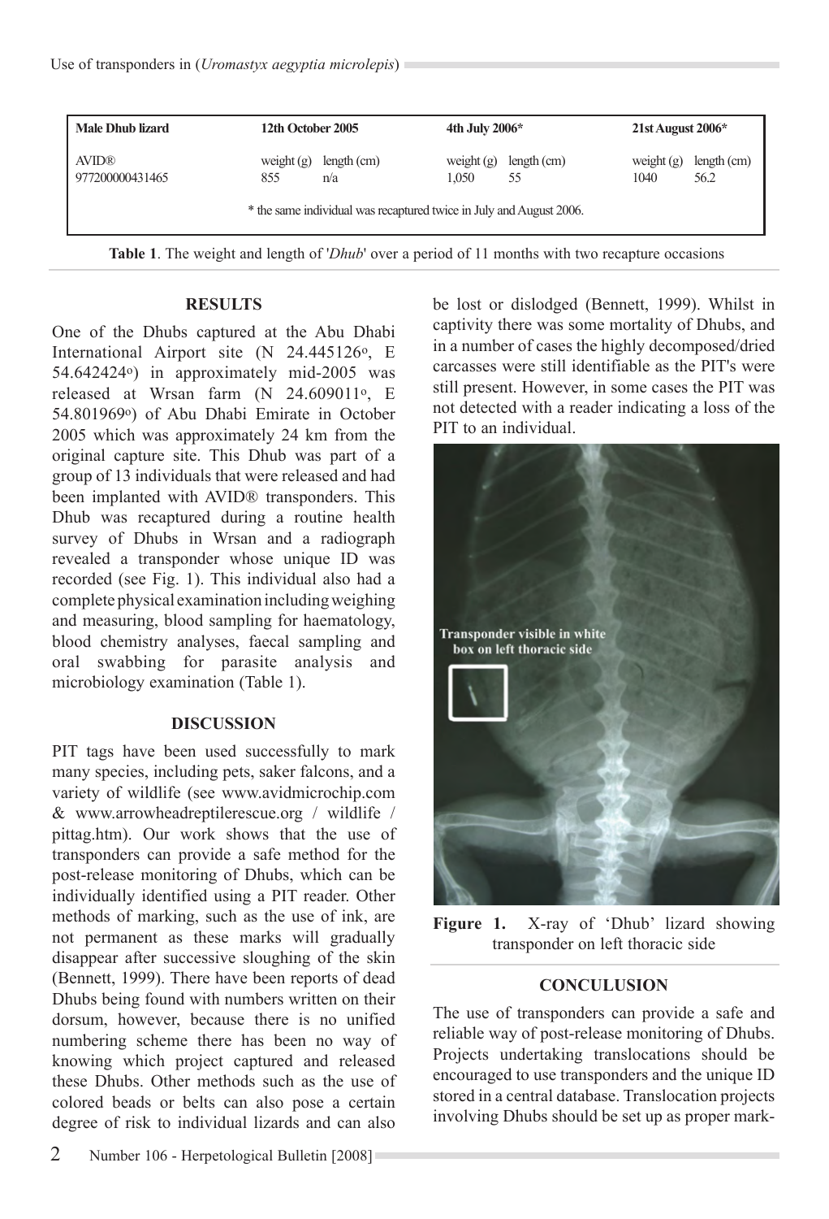| Male Dhub lizard | 12th October 2005 | | 4th July 2006* | | 21st August 2006* | |
|---|---|---|---|---|---|---|
| AVID® | weight (g) | length (cm) | weight (g) | length (cm) | weight (g) | length (cm) |
| 977200000431465 | 855 | n/a | 1,050 | 55 | 1040 | 56.2 |

\* the same individual was recaptured twice in July and August 2006.

**Table 1**. The weight and length of '*Dhub*' over a period of 11 months with two recapture occasions

## RESULTS

One of the Dhubs captured at the Abu Dhabi International Airport site (N 24.445126°, E 54.642424°) in approximately mid-2005 was released at Wrsan farm (N 24.609011°, E 54.801969°) of Abu Dhabi Emirate in October 2005 which was approximately 24 km from the original capture site. This Dhub was part of a group of 13 individuals that were released and had been implanted with AVID® transponders. This Dhub was recaptured during a routine health survey of Dhubs in Wrsan and a radiograph revealed a transponder whose unique ID was recorded (see Fig. 1). This individual also had a complete physical examination including weighing and measuring, blood sampling for haematology, blood chemistry analyses, faecal sampling and oral swabbing for parasite analysis and microbiology examination (Table 1).

## DISCUSSION

PIT tags have been used successfully to mark many species, including pets, saker falcons, and a variety of wildlife (see www.avidmicrochip.com & www.arrowheadreptilerescue.org / wildlife / pittag.htm). Our work shows that the use of transponders can provide a safe method for the post-release monitoring of Dhubs, which can be individually identified using a PIT reader. Other methods of marking, such as the use of ink, are not permanent as these marks will gradually disappear after successive sloughing of the skin (Bennett, 1999). There have been reports of dead Dhubs being found with numbers written on their dorsum, however, because there is no unified numbering scheme there has been no way of knowing which project captured and released these Dhubs. Other methods such as the use of colored beads or belts can also pose a certain degree of risk to individual lizards and can also be lost or dislodged (Bennett, 1999). Whilst in captivity there was some mortality of Dhubs, and in a number of cases the highly decomposed/dried carcasses were still identifiable as the PIT's were still present. However, in some cases the PIT was not detected with a reader indicating a loss of the PIT to an individual.

Transponder visible in white box on left thoracic side

**Figure 1.** X-ray of 'Dhub' lizard showing transponder on left thoracic side

## CONCULUSION

The use of transponders can provide a safe and reliable way of post-release monitoring of Dhubs. Projects undertaking translocations should be encouraged to use transponders and the unique ID stored in a central database. Translocation projects involving Dhubs should be set up as proper mark-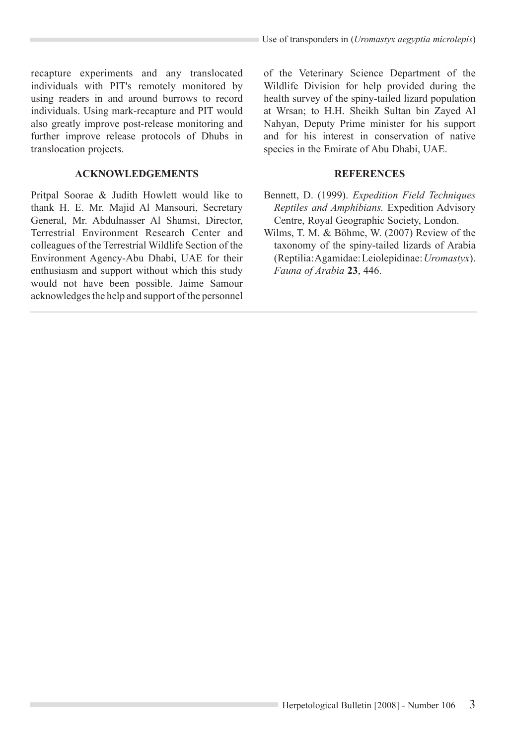recapture experiments and any translocated individuals with PIT's remotely monitored by using readers in and around burrows to record individuals. Using mark-recapture and PIT would also greatly improve post-release monitoring and further improve release protocols of Dhubs in translocation projects.

## ACKNOWLEDGEMENTS

Pritpal Soorae & Judith Howlett would like to thank H. E. Mr. Majid Al Mansouri, Secretary General, Mr. Abdulnasser Al Shamsi, Director, Terrestrial Environment Research Center and colleagues of the Terrestrial Wildlife Section of the Environment Agency-Abu Dhabi, UAE for their enthusiasm and support without which this study would not have been possible. Jaime Samour acknowledges the help and support of the personnel of the Veterinary Science Department of the Wildlife Division for help provided during the health survey of the spiny-tailed lizard population at Wrsan; to H.H. Sheikh Sultan bin Zayed Al Nahyan, Deputy Prime minister for his support and for his interest in conservation of native species in the Emirate of Abu Dhabi, UAE.

## REFERENCES

Bennett, D. (1999). *Expedition Field Techniques Reptiles and Amphibians.* Expedition Advisory Centre, Royal Geographic Society, London.

Wilms, T. M. & Böhme, W. (2007) Review of the taxonomy of the spiny-tailed lizards of Arabia (Reptilia: Agamidae: Leiolepidinae: *Uromastyx*). *Fauna of Arabia* **23**, 446.